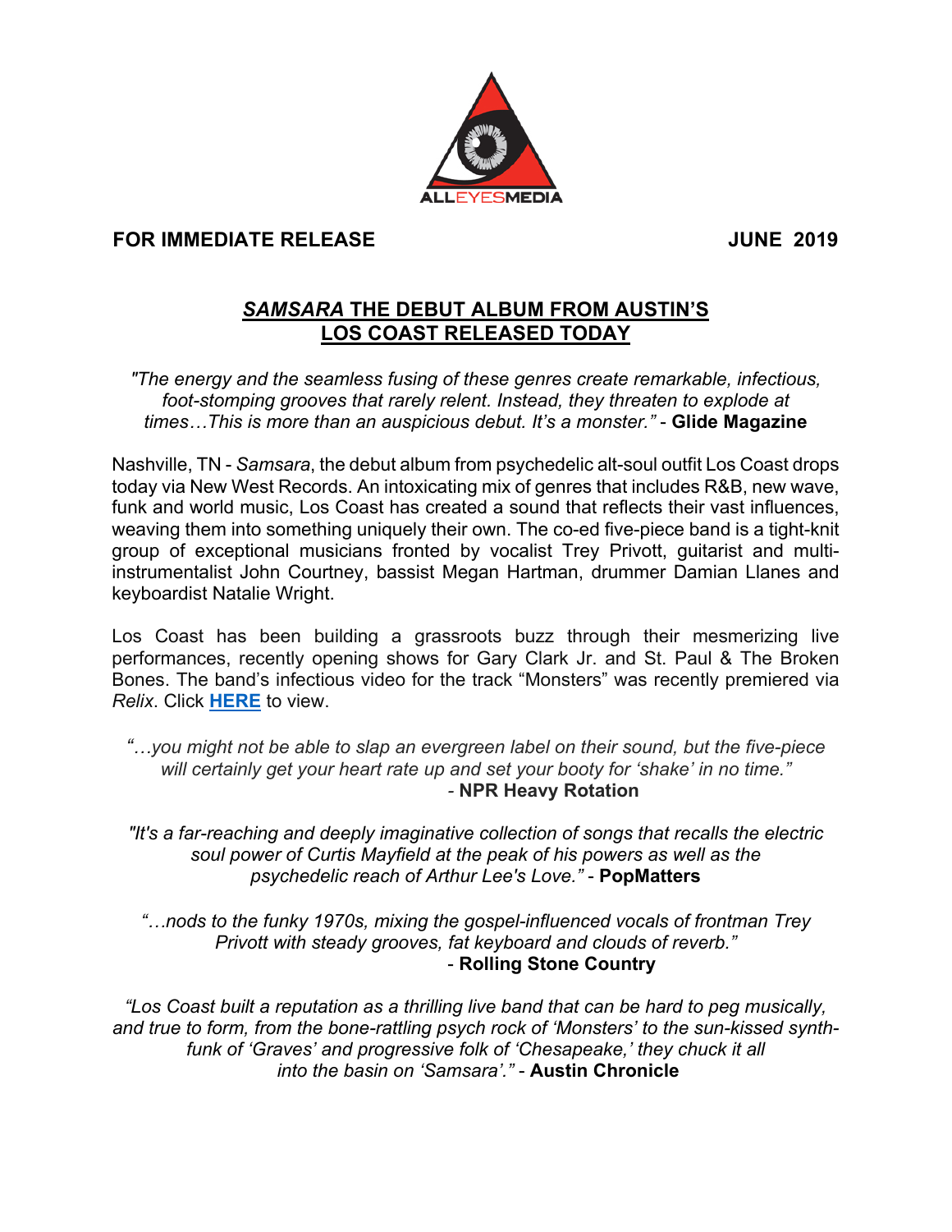ALLEYESMEDIA

**FOR IMMEDIATE RELEASE** **JUNE 2019**

# *SAMSARA* THE DEBUT ALBUM FROM AUSTIN'S LOS COAST RELEASED TODAY

*"The energy and the seamless fusing of these genres create remarkable, infectious, foot-stomping grooves that rarely relent. Instead, they threaten to explode at times…This is more than an auspicious debut. It's a monster."* - **Glide Magazine**

Nashville, TN - *Samsara*, the debut album from psychedelic alt-soul outfit Los Coast drops today via New West Records. An intoxicating mix of genres that includes R&B, new wave, funk and world music, Los Coast has created a sound that reflects their vast influences, weaving them into something uniquely their own. The co-ed five-piece band is a tight-knit group of exceptional musicians fronted by vocalist Trey Privott, guitarist and multi-instrumentalist John Courtney, bassist Megan Hartman, drummer Damian Llanes and keyboardist Natalie Wright.

Los Coast has been building a grassroots buzz through their mesmerizing live performances, recently opening shows for Gary Clark Jr. and St. Paul & The Broken Bones. The band's infectious video for the track "Monsters" was recently premiered via *Relix*. Click **HERE** to view.

*"…you might not be able to slap an evergreen label on their sound, but the five-piece will certainly get your heart rate up and set your booty for 'shake' in no time."* - **NPR Heavy Rotation**

*"It's a far-reaching and deeply imaginative collection of songs that recalls the electric soul power of Curtis Mayfield at the peak of his powers as well as the psychedelic reach of Arthur Lee's Love."* - **PopMatters**

*"…nods to the funky 1970s, mixing the gospel-influenced vocals of frontman Trey Privott with steady grooves, fat keyboard and clouds of reverb."* - **Rolling Stone Country**

*"Los Coast built a reputation as a thrilling live band that can be hard to peg musically, and true to form, from the bone-rattling psych rock of 'Monsters' to the sun-kissed synth-funk of 'Graves' and progressive folk of 'Chesapeake,' they chuck it all into the basin on 'Samsara'."* - **Austin Chronicle**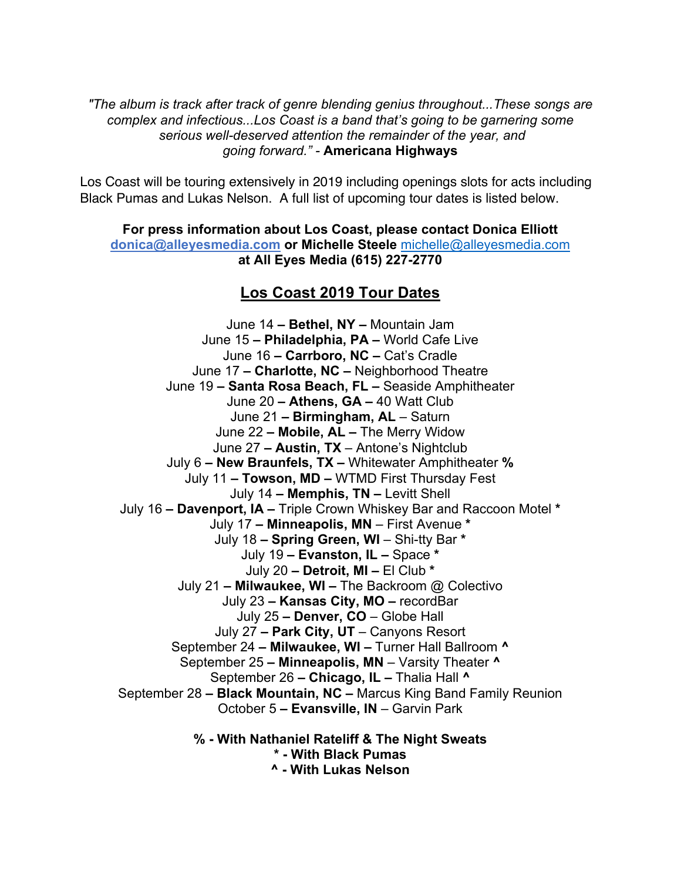*"The album is track after track of genre blending genius throughout...These songs are complex and infectious...Los Coast is a band that's going to be garnering some serious well-deserved attention the remainder of the year, and going forward." -* **Americana Highways**

Los Coast will be touring extensively in 2019 including openings slots for acts including Black Pumas and Lukas Nelson. A full list of upcoming tour dates is listed below.

**For press information about Los Coast, please contact Donica Elliott donica@alleyesmedia.com or Michelle Steele** michelle@alleyesmedia.com **at All Eyes Media (615) 227-2770**

## Los Coast 2019 Tour Dates

June 14 **– Bethel, NY –** Mountain Jam
June 15 **– Philadelphia, PA –** World Cafe Live
June 16 **– Carrboro, NC –** Cat's Cradle
June 17 **– Charlotte, NC –** Neighborhood Theatre
June 19 **– Santa Rosa Beach, FL –** Seaside Amphitheater
June 20 **– Athens, GA –** 40 Watt Club
June 21 **– Birmingham, AL** – Saturn
June 22 **– Mobile, AL –** The Merry Widow
June 27 **– Austin, TX** – Antone's Nightclub
July 6 **– New Braunfels, TX –** Whitewater Amphitheater **%**
July 11 **– Towson, MD –** WTMD First Thursday Fest
July 14 **– Memphis, TN –** Levitt Shell
July 16 **– Davenport, IA –** Triple Crown Whiskey Bar and Raccoon Motel **\***
July 17 **– Minneapolis, MN** – First Avenue **\***
July 18 **– Spring Green, WI** – Shi-tty Bar **\***
July 19 **– Evanston, IL –** Space **\***
July 20 **– Detroit, MI –** El Club **\***
July 21 **– Milwaukee, WI –** The Backroom @ Colectivo
July 23 **– Kansas City, MO –** recordBar
July 25 **– Denver, CO** – Globe Hall
July 27 **– Park City, UT** – Canyons Resort
September 24 **– Milwaukee, WI –** Turner Hall Ballroom **^**
September 25 **– Minneapolis, MN** – Varsity Theater **^**
September 26 **– Chicago, IL –** Thalia Hall **^**
September 28 **– Black Mountain, NC –** Marcus King Band Family Reunion
October 5 **– Evansville, IN** – Garvin Park

**% - With Nathaniel Rateliff & The Night Sweats**
**\* - With Black Pumas**
**^ - With Lukas Nelson**